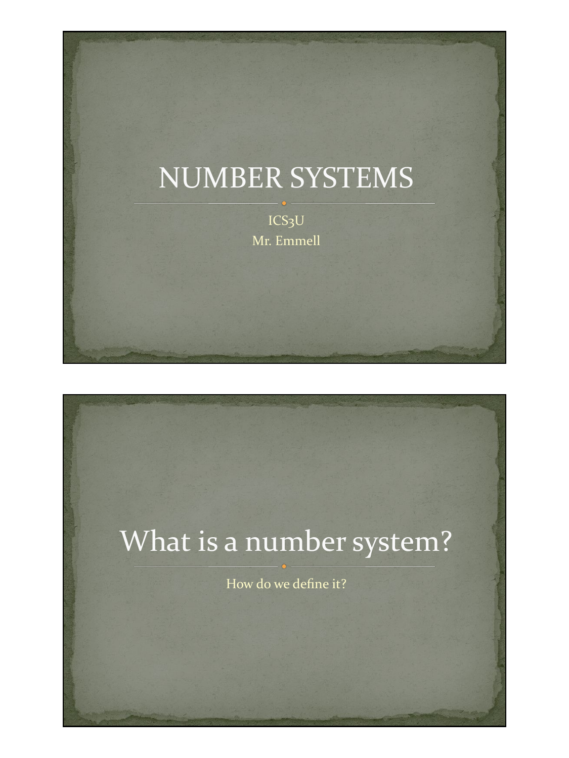# NUMBER SYSTEMS

ICS3U

Mr. Emmell

# What is a number system?

How do we define it?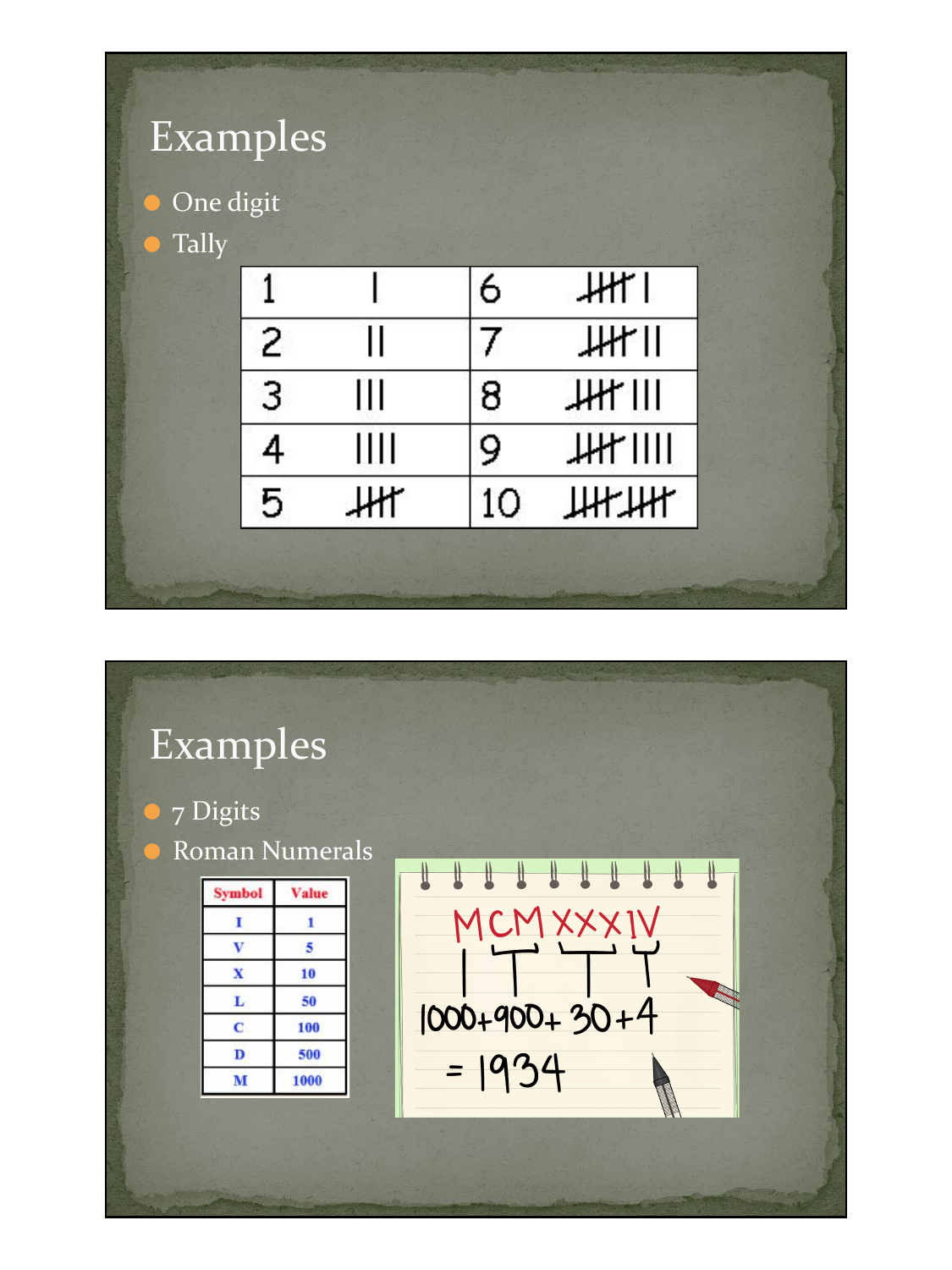# Examples

- One digit
- Tally

| | | | |
|---|---|---|---|
| 1 | \| | 6 | 𝍸 \| |
| 2 | \|\| | 7 | 𝍸 \|\| |
| 3 | \|\|\| | 8 | 𝍸 \|\|\| |
| 4 | \|\|\|\| | 9 | 𝍸 \|\|\|\| |
| 5 | 𝍸 | 10 | 𝍸𝍸 |

# Examples

- 7 Digits
- Roman Numerals

| Symbol | Value |
|---|---|
| I | 1 |
| V | 5 |
| X | 10 |
| L | 50 |
| C | 100 |
| D | 500 |
| M | 1000 |

MCMXXXIV

1000+900+30+4

= 1934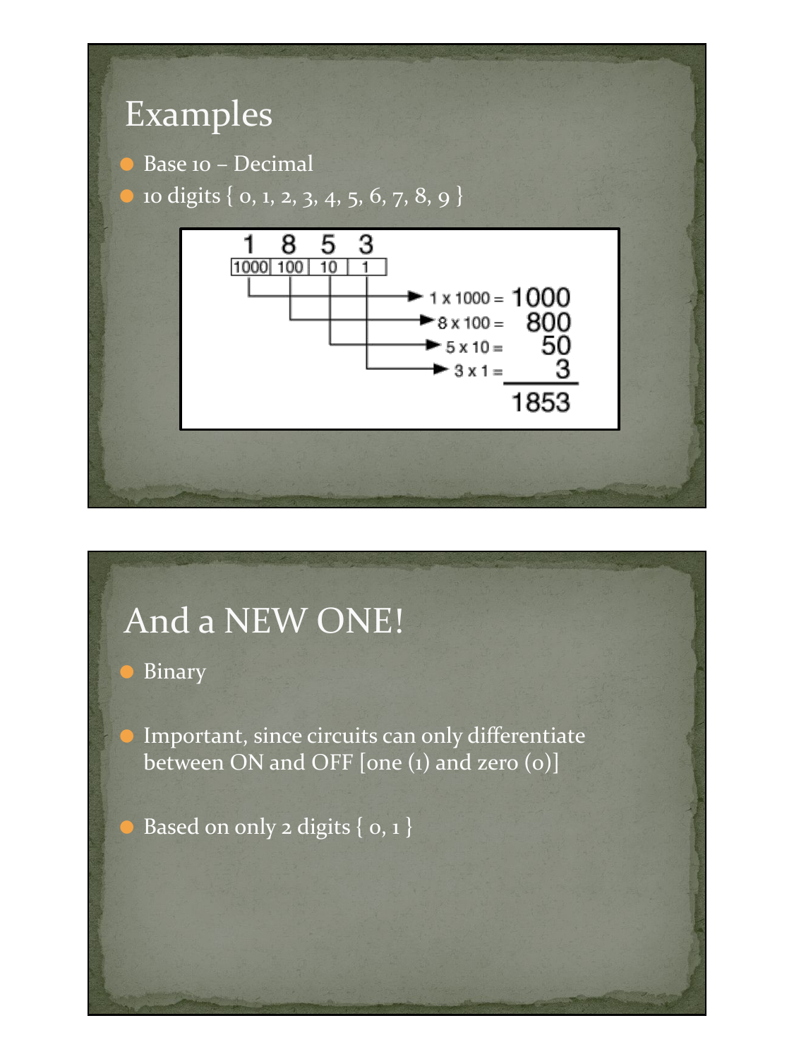# Examples

- Base 10 – Decimal
- 10 digits { 0, 1, 2, 3, 4, 5, 6, 7, 8, 9 }

| 1 | 8 | 5 | 3 |
|---|---|---|---|
| 1000 | 100 | 10 | 1 |

$1 \times 1000 = 1000$
$8 \times 100 = 800$
$5 \times 10 = 50$
$3 \times 1 = 3$

1853

# And a NEW ONE!

- Binary
- Important, since circuits can only differentiate between ON and OFF [one (1) and zero (0)]
- Based on only 2 digits { 0, 1 }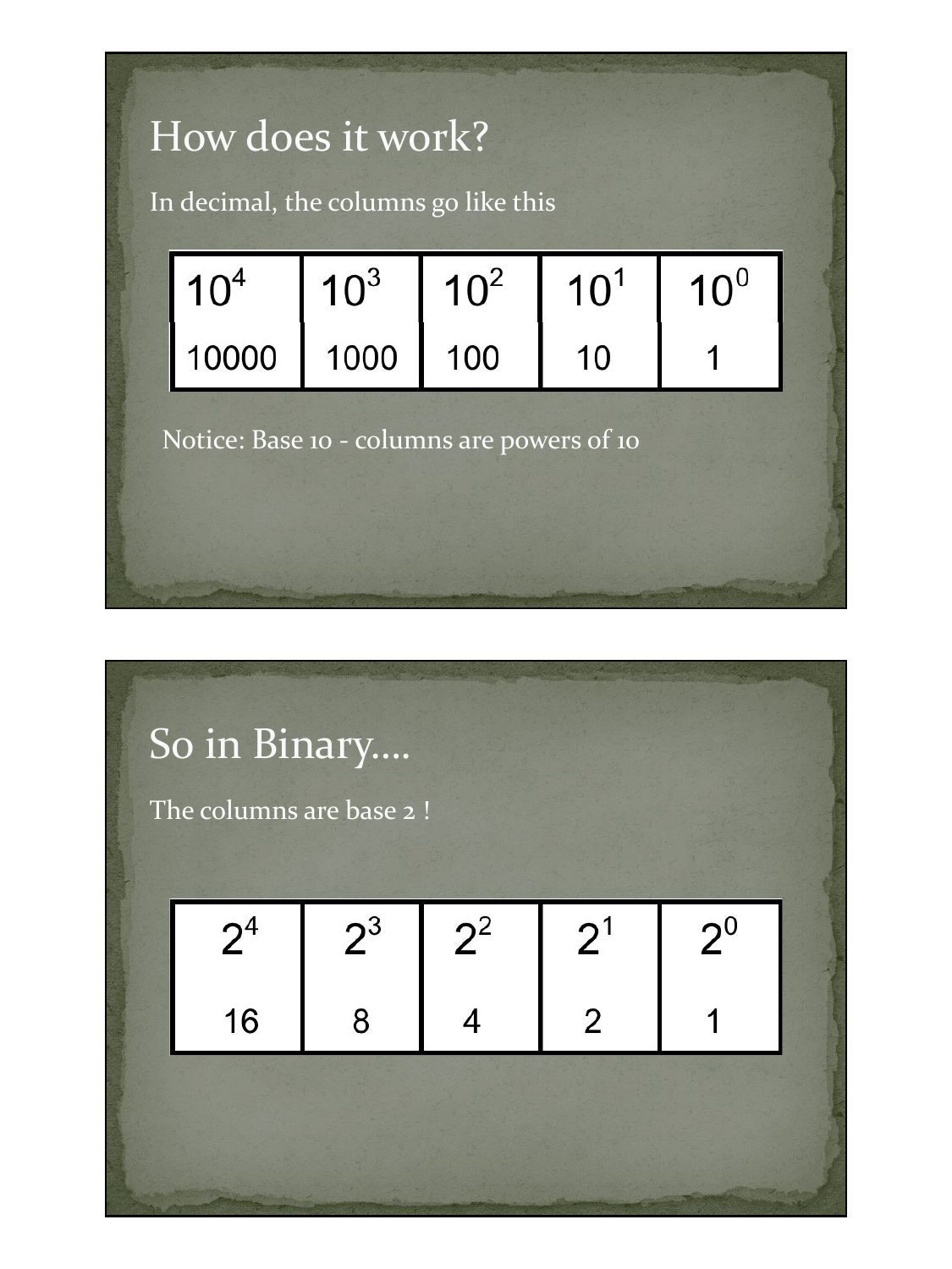# How does it work?

In decimal, the columns go like this

| $10^4$ | $10^3$ | $10^2$ | $10^1$ | $10^0$ |
|---|---|---|---|---|
| 10000 | 1000 | 100 | 10 | 1 |

Notice: Base 10 - columns are powers of 10

# So in Binary….

The columns are base 2 !

| $2^4$ | $2^3$ | $2^2$ | $2^1$ | $2^0$ |
|---|---|---|---|---|
| 16 | 8 | 4 | 2 | 1 |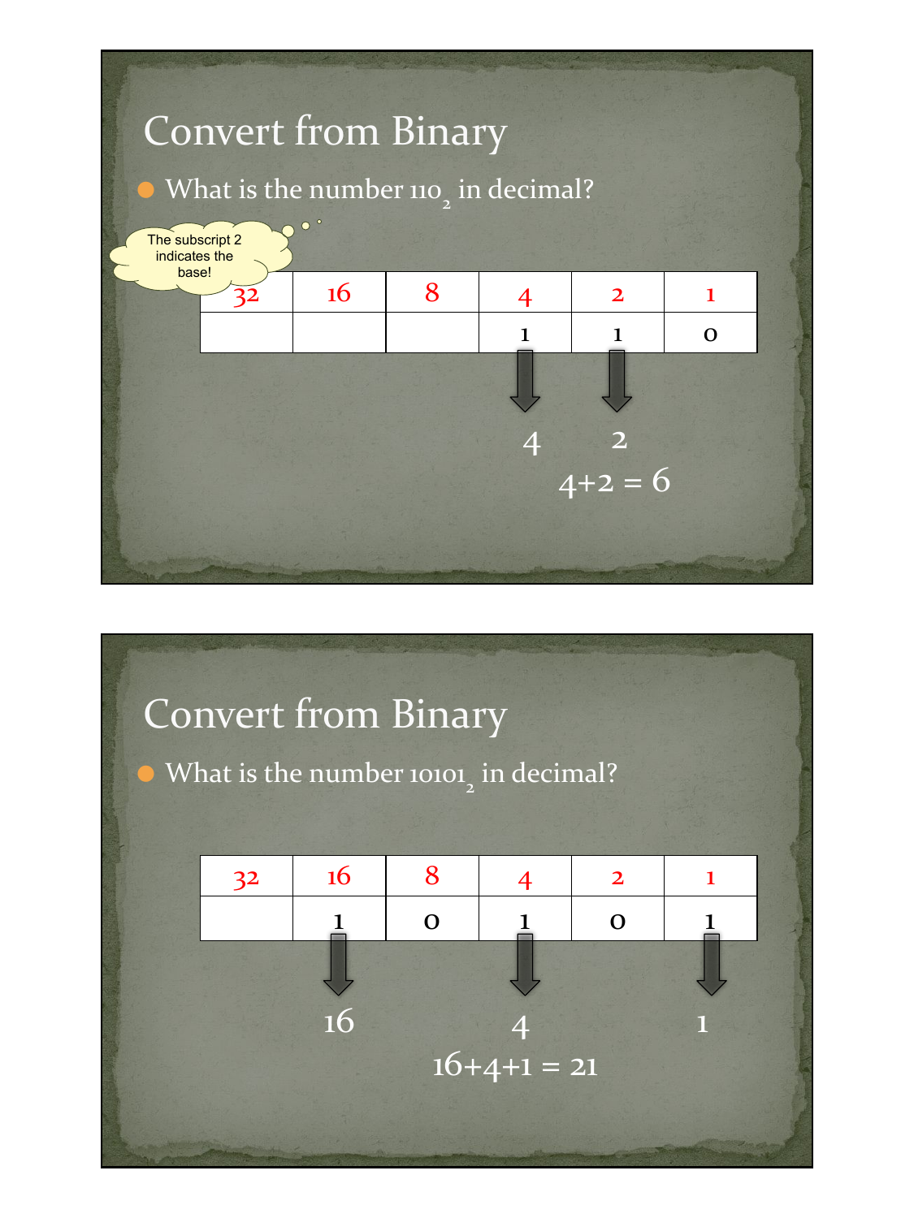# Convert from Binary

- What is the number $110_2$ in decimal?

The subscript 2 indicates the base!

| 32 | 16 | 8 | 4 | 2 | 1 |
|---|---|---|---|---|---|
| | | | 1 | 1 | 0 |

4 2

4+2 = 6

# Convert from Binary

- What is the number $10101_2$ in decimal?

| 32 | 16 | 8 | 4 | 2 | 1 |
|---|---|---|---|---|---|
| | 1 | 0 | 1 | 0 | 1 |

16 4 1

16+4+1 = 21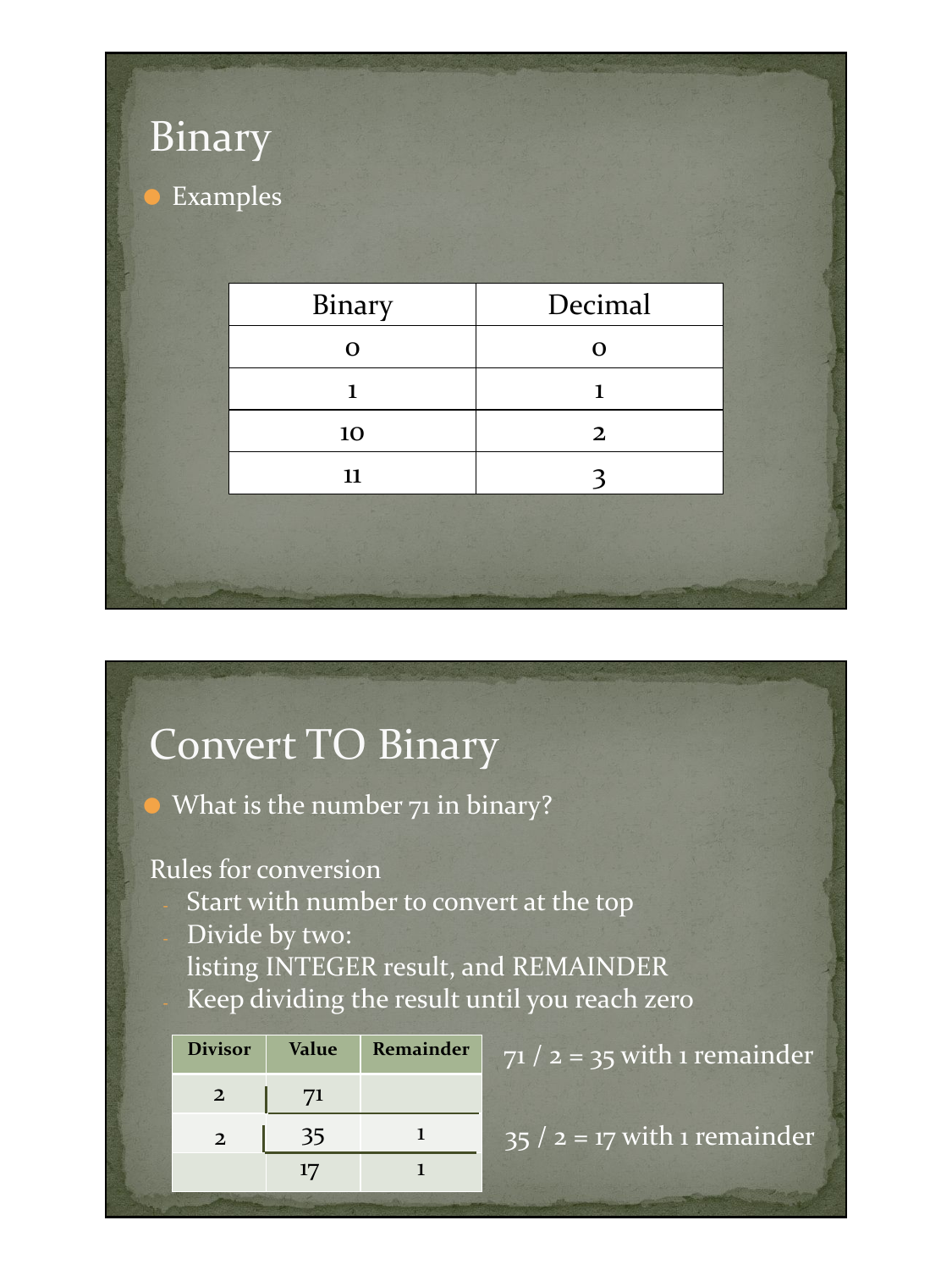# Binary

- Examples

| Binary | Decimal |
|---|---|
| 0 | 0 |
| 1 | 1 |
| 10 | 2 |
| 11 | 3 |

# Convert TO Binary

- What is the number 71 in binary?

Rules for conversion

- Start with number to convert at the top
- Divide by two:
  listing INTEGER result, and REMAINDER
- Keep dividing the result until you reach zero

| Divisor | Value | Remainder |
|---|---|---|
| 2 | 71 | |
| 2 | 35 | 1 |
| | 17 | 1 |

71 / 2 = 35 with 1 remainder

35 / 2 = 17 with 1 remainder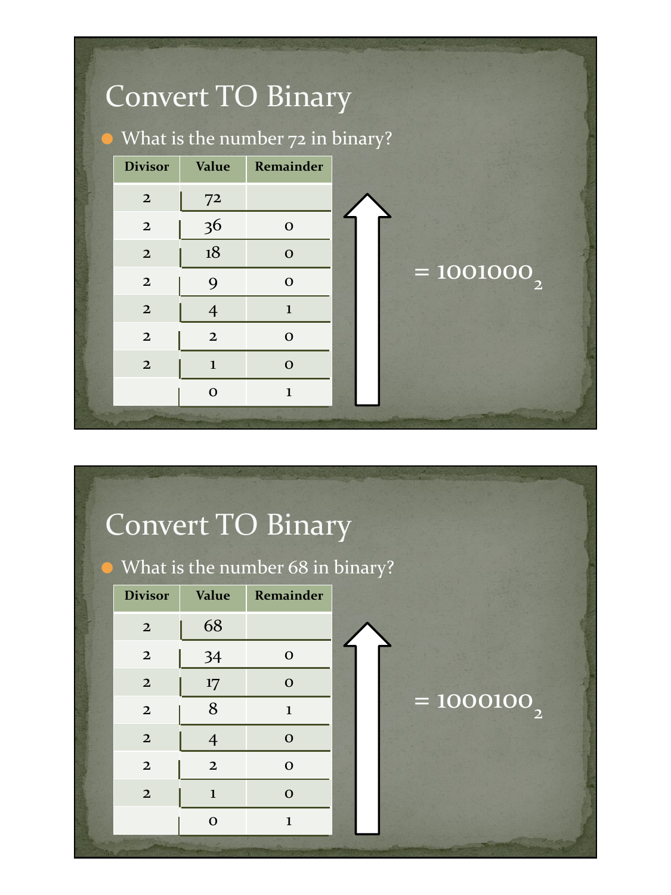## Convert TO Binary

- What is the number 72 in binary?

| Divisor | Value | Remainder |
|---|---|---|
| 2 | 72 | |
| 2 | 36 | 0 |
| 2 | 18 | 0 |
| 2 | 9 | 0 |
| 2 | 4 | 1 |
| 2 | 2 | 0 |
| 2 | 1 | 0 |
| | 0 | 1 |

$= 1001000_2$

## Convert TO Binary

- What is the number 68 in binary?

| Divisor | Value | Remainder |
|---|---|---|
| 2 | 68 | |
| 2 | 34 | 0 |
| 2 | 17 | 0 |
| 2 | 8 | 1 |
| 2 | 4 | 0 |
| 2 | 2 | 0 |
| 2 | 1 | 0 |
| | 0 | 1 |

$= 1000100_2$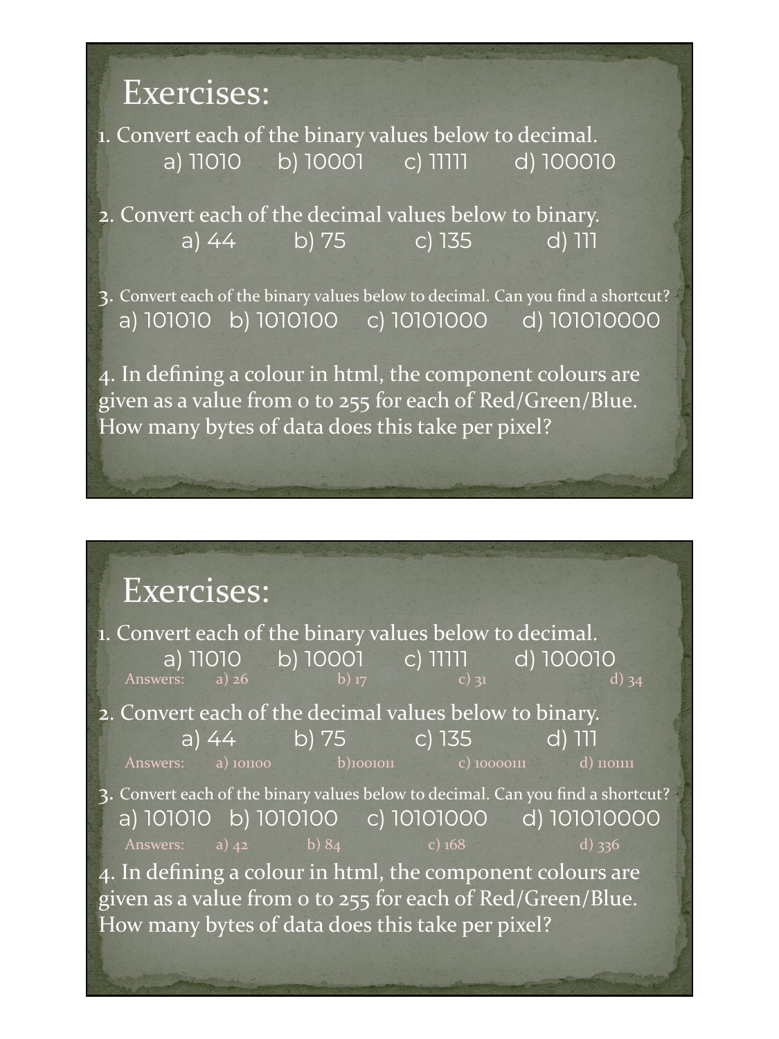# Exercises:

1. Convert each of the binary values below to decimal.

   a) 11010  b) 10001  c) 11111  d) 100010

2. Convert each of the decimal values below to binary.

   a) 44  b) 75  c) 135  d) 111

3. Convert each of the binary values below to decimal. Can you find a shortcut?

   a) 101010  b) 1010100  c) 10101000  d) 101010000

4. In defining a colour in html, the component colours are given as a value from 0 to 255 for each of Red/Green/Blue. How many bytes of data does this take per pixel?

# Exercises:

1. Convert each of the binary values below to decimal.

   a) 11010  b) 10001  c) 11111  d) 100010

   Answers: a) 26  b) 17  c) 31  d) 34

2. Convert each of the decimal values below to binary.

   a) 44  b) 75  c) 135  d) 111

   Answers: a) 101100  b)1001011  c) 10000111  d) 1101111

3. Convert each of the binary values below to decimal. Can you find a shortcut?

   a) 101010  b) 1010100  c) 10101000  d) 101010000

   Answers: a) 42  b) 84  c) 168  d) 336

4. In defining a colour in html, the component colours are given as a value from 0 to 255 for each of Red/Green/Blue. How many bytes of data does this take per pixel?